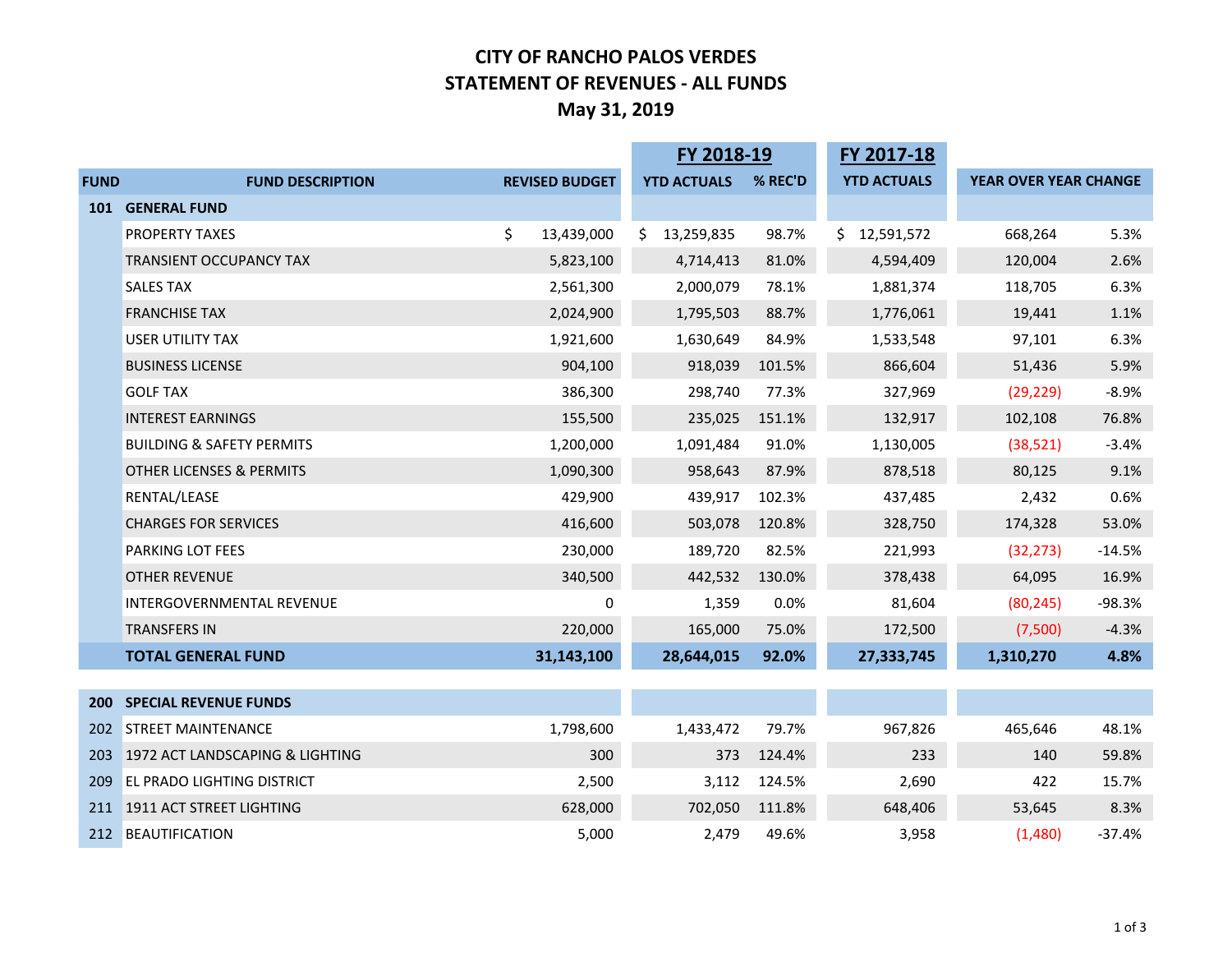# CITY OF RANCHO PALOS VERDES
## STATEMENT OF REVENUES - ALL FUNDS
### May 31, 2019

| FUND | FUND DESCRIPTION | REVISED BUDGET | FY 2018-19 YTD ACTUALS | FY 2018-19 % REC'D | FY 2017-18 YTD ACTUALS | YEAR OVER YEAR CHANGE | |
|---|---|---|---|---|---|---|---|
| 101 | **GENERAL FUND** | | | | | | |
| | PROPERTY TAXES | $ 13,439,000 | $ 13,259,835 | 98.7% | $ 12,591,572 | 668,264 | 5.3% |
| | TRANSIENT OCCUPANCY TAX | 5,823,100 | 4,714,413 | 81.0% | 4,594,409 | 120,004 | 2.6% |
| | SALES TAX | 2,561,300 | 2,000,079 | 78.1% | 1,881,374 | 118,705 | 6.3% |
| | FRANCHISE TAX | 2,024,900 | 1,795,503 | 88.7% | 1,776,061 | 19,441 | 1.1% |
| | USER UTILITY TAX | 1,921,600 | 1,630,649 | 84.9% | 1,533,548 | 97,101 | 6.3% |
| | BUSINESS LICENSE | 904,100 | 918,039 | 101.5% | 866,604 | 51,436 | 5.9% |
| | GOLF TAX | 386,300 | 298,740 | 77.3% | 327,969 | (29,229) | -8.9% |
| | INTEREST EARNINGS | 155,500 | 235,025 | 151.1% | 132,917 | 102,108 | 76.8% |
| | BUILDING & SAFETY PERMITS | 1,200,000 | 1,091,484 | 91.0% | 1,130,005 | (38,521) | -3.4% |
| | OTHER LICENSES & PERMITS | 1,090,300 | 958,643 | 87.9% | 878,518 | 80,125 | 9.1% |
| | RENTAL/LEASE | 429,900 | 439,917 | 102.3% | 437,485 | 2,432 | 0.6% |
| | CHARGES FOR SERVICES | 416,600 | 503,078 | 120.8% | 328,750 | 174,328 | 53.0% |
| | PARKING LOT FEES | 230,000 | 189,720 | 82.5% | 221,993 | (32,273) | -14.5% |
| | OTHER REVENUE | 340,500 | 442,532 | 130.0% | 378,438 | 64,095 | 16.9% |
| | INTERGOVERNMENTAL REVENUE | 0 | 1,359 | 0.0% | 81,604 | (80,245) | -98.3% |
| | TRANSFERS IN | 220,000 | 165,000 | 75.0% | 172,500 | (7,500) | -4.3% |
| | **TOTAL GENERAL FUND** | **31,143,100** | **28,644,015** | **92.0%** | **27,333,745** | **1,310,270** | **4.8%** |
| | | | | | | | |
| 200 | **SPECIAL REVENUE FUNDS** | | | | | | |
| 202 | STREET MAINTENANCE | 1,798,600 | 1,433,472 | 79.7% | 967,826 | 465,646 | 48.1% |
| 203 | 1972 ACT LANDSCAPING & LIGHTING | 300 | 373 | 124.4% | 233 | 140 | 59.8% |
| 209 | EL PRADO LIGHTING DISTRICT | 2,500 | 3,112 | 124.5% | 2,690 | 422 | 15.7% |
| 211 | 1911 ACT STREET LIGHTING | 628,000 | 702,050 | 111.8% | 648,406 | 53,645 | 8.3% |
| 212 | BEAUTIFICATION | 5,000 | 2,479 | 49.6% | 3,958 | (1,480) | -37.4% |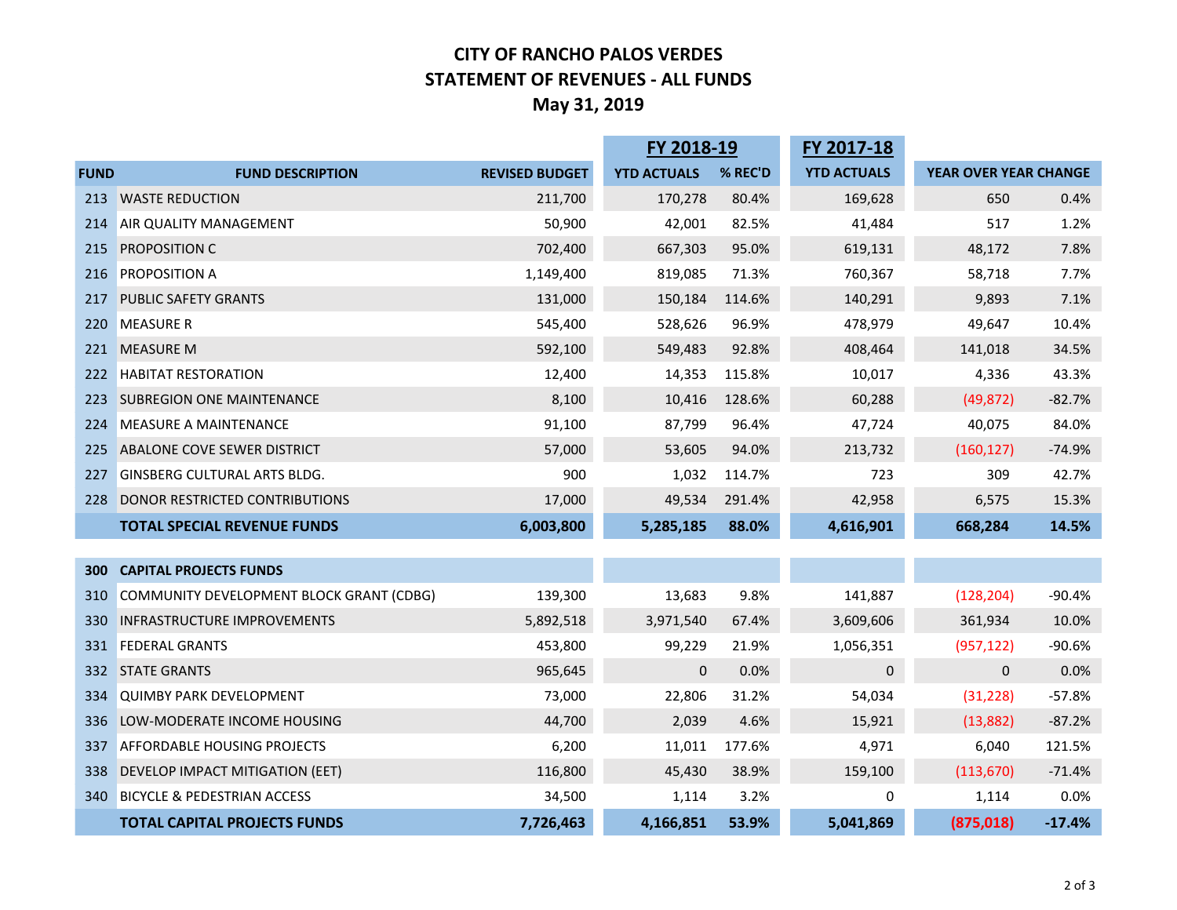# CITY OF RANCHO PALOS VERDES
## STATEMENT OF REVENUES - ALL FUNDS
### May 31, 2019

| FUND | FUND DESCRIPTION | REVISED BUDGET | FY 2018-19 YTD ACTUALS | FY 2018-19 % REC'D | FY 2017-18 YTD ACTUALS | YEAR OVER YEAR CHANGE | |
|---|---|---|---|---|---|---|---|
| 213 | WASTE REDUCTION | 211,700 | 170,278 | 80.4% | 169,628 | 650 | 0.4% |
| 214 | AIR QUALITY MANAGEMENT | 50,900 | 42,001 | 82.5% | 41,484 | 517 | 1.2% |
| 215 | PROPOSITION C | 702,400 | 667,303 | 95.0% | 619,131 | 48,172 | 7.8% |
| 216 | PROPOSITION A | 1,149,400 | 819,085 | 71.3% | 760,367 | 58,718 | 7.7% |
| 217 | PUBLIC SAFETY GRANTS | 131,000 | 150,184 | 114.6% | 140,291 | 9,893 | 7.1% |
| 220 | MEASURE R | 545,400 | 528,626 | 96.9% | 478,979 | 49,647 | 10.4% |
| 221 | MEASURE M | 592,100 | 549,483 | 92.8% | 408,464 | 141,018 | 34.5% |
| 222 | HABITAT RESTORATION | 12,400 | 14,353 | 115.8% | 10,017 | 4,336 | 43.3% |
| 223 | SUBREGION ONE MAINTENANCE | 8,100 | 10,416 | 128.6% | 60,288 | (49,872) | -82.7% |
| 224 | MEASURE A MAINTENANCE | 91,100 | 87,799 | 96.4% | 47,724 | 40,075 | 84.0% |
| 225 | ABALONE COVE SEWER DISTRICT | 57,000 | 53,605 | 94.0% | 213,732 | (160,127) | -74.9% |
| 227 | GINSBERG CULTURAL ARTS BLDG. | 900 | 1,032 | 114.7% | 723 | 309 | 42.7% |
| 228 | DONOR RESTRICTED CONTRIBUTIONS | 17,000 | 49,534 | 291.4% | 42,958 | 6,575 | 15.3% |
| | **TOTAL SPECIAL REVENUE FUNDS** | **6,003,800** | **5,285,185** | **88.0%** | **4,616,901** | **668,284** | **14.5%** |
| | | | | | | | |
| **300** | **CAPITAL PROJECTS FUNDS** | | | | | | |
| 310 | COMMUNITY DEVELOPMENT BLOCK GRANT (CDBG) | 139,300 | 13,683 | 9.8% | 141,887 | (128,204) | -90.4% |
| 330 | INFRASTRUCTURE IMPROVEMENTS | 5,892,518 | 3,971,540 | 67.4% | 3,609,606 | 361,934 | 10.0% |
| 331 | FEDERAL GRANTS | 453,800 | 99,229 | 21.9% | 1,056,351 | (957,122) | -90.6% |
| 332 | STATE GRANTS | 965,645 | 0 | 0.0% | 0 | 0 | 0.0% |
| 334 | QUIMBY PARK DEVELOPMENT | 73,000 | 22,806 | 31.2% | 54,034 | (31,228) | -57.8% |
| 336 | LOW-MODERATE INCOME HOUSING | 44,700 | 2,039 | 4.6% | 15,921 | (13,882) | -87.2% |
| 337 | AFFORDABLE HOUSING PROJECTS | 6,200 | 11,011 | 177.6% | 4,971 | 6,040 | 121.5% |
| 338 | DEVELOP IMPACT MITIGATION (EET) | 116,800 | 45,430 | 38.9% | 159,100 | (113,670) | -71.4% |
| 340 | BICYCLE & PEDESTRIAN ACCESS | 34,500 | 1,114 | 3.2% | 0 | 1,114 | 0.0% |
| | **TOTAL CAPITAL PROJECTS FUNDS** | **7,726,463** | **4,166,851** | **53.9%** | **5,041,869** | **(875,018)** | **-17.4%** |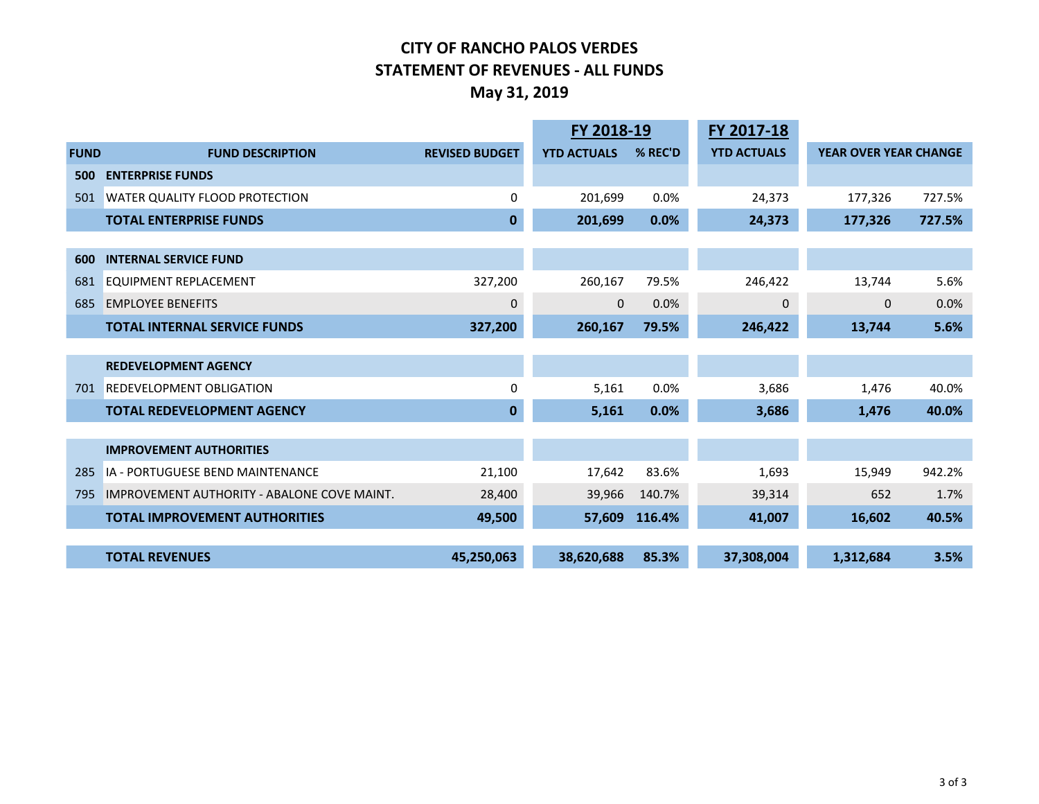# CITY OF RANCHO PALOS VERDES
## STATEMENT OF REVENUES - ALL FUNDS
## May 31, 2019

| | | | FY 2018-19 | | FY 2017-18 | | |
|---|---|---|---|---|---|---|---|
| **FUND** | **FUND DESCRIPTION** | **REVISED BUDGET** | **YTD ACTUALS** | **% REC'D** | **YTD ACTUALS** | **YEAR OVER YEAR CHANGE** | |
| **500** | **ENTERPRISE FUNDS** | | | | | | |
| 501 | WATER QUALITY FLOOD PROTECTION | 0 | 201,699 | 0.0% | 24,373 | 177,326 | 727.5% |
| | **TOTAL ENTERPRISE FUNDS** | **0** | **201,699** | **0.0%** | **24,373** | **177,326** | **727.5%** |
| | | | | | | | |
| **600** | **INTERNAL SERVICE FUND** | | | | | | |
| 681 | EQUIPMENT REPLACEMENT | 327,200 | 260,167 | 79.5% | 246,422 | 13,744 | 5.6% |
| 685 | EMPLOYEE BENEFITS | 0 | 0 | 0.0% | 0 | 0 | 0.0% |
| | **TOTAL INTERNAL SERVICE FUNDS** | **327,200** | **260,167** | **79.5%** | **246,422** | **13,744** | **5.6%** |
| | | | | | | | |
| | **REDEVELOPMENT AGENCY** | | | | | | |
| 701 | REDEVELOPMENT OBLIGATION | 0 | 5,161 | 0.0% | 3,686 | 1,476 | 40.0% |
| | **TOTAL REDEVELOPMENT AGENCY** | **0** | **5,161** | **0.0%** | **3,686** | **1,476** | **40.0%** |
| | | | | | | | |
| | **IMPROVEMENT AUTHORITIES** | | | | | | |
| 285 | IA - PORTUGUESE BEND MAINTENANCE | 21,100 | 17,642 | 83.6% | 1,693 | 15,949 | 942.2% |
| 795 | IMPROVEMENT AUTHORITY - ABALONE COVE MAINT. | 28,400 | 39,966 | 140.7% | 39,314 | 652 | 1.7% |
| | **TOTAL IMPROVEMENT AUTHORITIES** | **49,500** | **57,609** | **116.4%** | **41,007** | **16,602** | **40.5%** |
| | | | | | | | |
| | **TOTAL REVENUES** | **45,250,063** | **38,620,688** | **85.3%** | **37,308,004** | **1,312,684** | **3.5%** |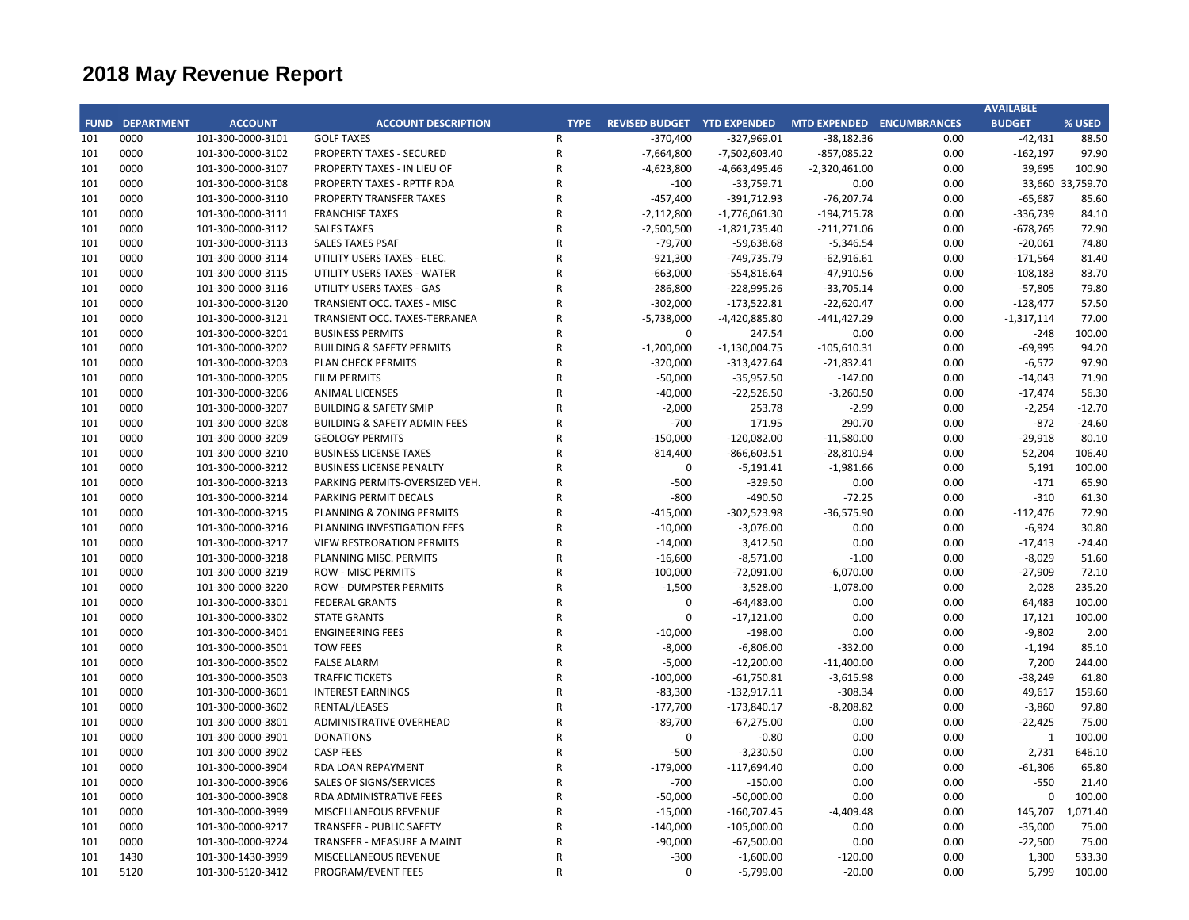# 2018 May Revenue Report

| FUND | DEPARTMENT | ACCOUNT | ACCOUNT DESCRIPTION | TYPE | REVISED BUDGET | YTD EXPENDED | MTD EXPENDED | ENCUMBRANCES | AVAILABLE BUDGET | % USED |
|---|---|---|---|---|---|---|---|---|---|---|
| 101 | 0000 | 101-300-0000-3101 | GOLF TAXES | R | -370,400 | -327,969.01 | -38,182.36 | 0.00 | -42,431 | 88.50 |
| 101 | 0000 | 101-300-0000-3102 | PROPERTY TAXES - SECURED | R | -7,664,800 | -7,502,603.40 | -857,085.22 | 0.00 | -162,197 | 97.90 |
| 101 | 0000 | 101-300-0000-3107 | PROPERTY TAXES - IN LIEU OF | R | -4,623,800 | -4,663,495.46 | -2,320,461.00 | 0.00 | 39,695 | 100.90 |
| 101 | 0000 | 101-300-0000-3108 | PROPERTY TAXES - RPTTF RDA | R | -100 | -33,759.71 | 0.00 | 0.00 | 33,660 | 33,759.70 |
| 101 | 0000 | 101-300-0000-3110 | PROPERTY TRANSFER TAXES | R | -457,400 | -391,712.93 | -76,207.74 | 0.00 | -65,687 | 85.60 |
| 101 | 0000 | 101-300-0000-3111 | FRANCHISE TAXES | R | -2,112,800 | -1,776,061.30 | -194,715.78 | 0.00 | -336,739 | 84.10 |
| 101 | 0000 | 101-300-0000-3112 | SALES TAXES | R | -2,500,500 | -1,821,735.40 | -211,271.06 | 0.00 | -678,765 | 72.90 |
| 101 | 0000 | 101-300-0000-3113 | SALES TAXES PSAF | R | -79,700 | -59,638.68 | -5,346.54 | 0.00 | -20,061 | 74.80 |
| 101 | 0000 | 101-300-0000-3114 | UTILITY USERS TAXES - ELEC. | R | -921,300 | -749,735.79 | -62,916.61 | 0.00 | -171,564 | 81.40 |
| 101 | 0000 | 101-300-0000-3115 | UTILITY USERS TAXES - WATER | R | -663,000 | -554,816.64 | -47,910.56 | 0.00 | -108,183 | 83.70 |
| 101 | 0000 | 101-300-0000-3116 | UTILITY USERS TAXES - GAS | R | -286,800 | -228,995.26 | -33,705.14 | 0.00 | -57,805 | 79.80 |
| 101 | 0000 | 101-300-0000-3120 | TRANSIENT OCC. TAXES - MISC | R | -302,000 | -173,522.81 | -22,620.47 | 0.00 | -128,477 | 57.50 |
| 101 | 0000 | 101-300-0000-3121 | TRANSIENT OCC. TAXES-TERRANEA | R | -5,738,000 | -4,420,885.80 | -441,427.29 | 0.00 | -1,317,114 | 77.00 |
| 101 | 0000 | 101-300-0000-3201 | BUSINESS PERMITS | R | 0 | 247.54 | 0.00 | 0.00 | -248 | 100.00 |
| 101 | 0000 | 101-300-0000-3202 | BUILDING & SAFETY PERMITS | R | -1,200,000 | -1,130,004.75 | -105,610.31 | 0.00 | -69,995 | 94.20 |
| 101 | 0000 | 101-300-0000-3203 | PLAN CHECK PERMITS | R | -320,000 | -313,427.64 | -21,832.41 | 0.00 | -6,572 | 97.90 |
| 101 | 0000 | 101-300-0000-3205 | FILM PERMITS | R | -50,000 | -35,957.50 | -147.00 | 0.00 | -14,043 | 71.90 |
| 101 | 0000 | 101-300-0000-3206 | ANIMAL LICENSES | R | -40,000 | -22,526.50 | -3,260.50 | 0.00 | -17,474 | 56.30 |
| 101 | 0000 | 101-300-0000-3207 | BUILDING & SAFETY SMIP | R | -2,000 | 253.78 | -2.99 | 0.00 | -2,254 | -12.70 |
| 101 | 0000 | 101-300-0000-3208 | BUILDING & SAFETY ADMIN FEES | R | -700 | 171.95 | 290.70 | 0.00 | -872 | -24.60 |
| 101 | 0000 | 101-300-0000-3209 | GEOLOGY PERMITS | R | -150,000 | -120,082.00 | -11,580.00 | 0.00 | -29,918 | 80.10 |
| 101 | 0000 | 101-300-0000-3210 | BUSINESS LICENSE TAXES | R | -814,400 | -866,603.51 | -28,810.94 | 0.00 | 52,204 | 106.40 |
| 101 | 0000 | 101-300-0000-3212 | BUSINESS LICENSE PENALTY | R | 0 | -5,191.41 | -1,981.66 | 0.00 | 5,191 | 100.00 |
| 101 | 0000 | 101-300-0000-3213 | PARKING PERMITS-OVERSIZED VEH. | R | -500 | -329.50 | 0.00 | 0.00 | -171 | 65.90 |
| 101 | 0000 | 101-300-0000-3214 | PARKING PERMIT DECALS | R | -800 | -490.50 | -72.25 | 0.00 | -310 | 61.30 |
| 101 | 0000 | 101-300-0000-3215 | PLANNING & ZONING PERMITS | R | -415,000 | -302,523.98 | -36,575.90 | 0.00 | -112,476 | 72.90 |
| 101 | 0000 | 101-300-0000-3216 | PLANNING INVESTIGATION FEES | R | -10,000 | -3,076.00 | 0.00 | 0.00 | -6,924 | 30.80 |
| 101 | 0000 | 101-300-0000-3217 | VIEW RESTRORATION PERMITS | R | -14,000 | 3,412.50 | 0.00 | 0.00 | -17,413 | -24.40 |
| 101 | 0000 | 101-300-0000-3218 | PLANNING MISC. PERMITS | R | -16,600 | -8,571.00 | -1.00 | 0.00 | -8,029 | 51.60 |
| 101 | 0000 | 101-300-0000-3219 | ROW - MISC PERMITS | R | -100,000 | -72,091.00 | -6,070.00 | 0.00 | -27,909 | 72.10 |
| 101 | 0000 | 101-300-0000-3220 | ROW - DUMPSTER PERMITS | R | -1,500 | -3,528.00 | -1,078.00 | 0.00 | 2,028 | 235.20 |
| 101 | 0000 | 101-300-0000-3301 | FEDERAL GRANTS | R | 0 | -64,483.00 | 0.00 | 0.00 | 64,483 | 100.00 |
| 101 | 0000 | 101-300-0000-3302 | STATE GRANTS | R | 0 | -17,121.00 | 0.00 | 0.00 | 17,121 | 100.00 |
| 101 | 0000 | 101-300-0000-3401 | ENGINEERING FEES | R | -10,000 | -198.00 | 0.00 | 0.00 | -9,802 | 2.00 |
| 101 | 0000 | 101-300-0000-3501 | TOW FEES | R | -8,000 | -6,806.00 | -332.00 | 0.00 | -1,194 | 85.10 |
| 101 | 0000 | 101-300-0000-3502 | FALSE ALARM | R | -5,000 | -12,200.00 | -11,400.00 | 0.00 | 7,200 | 244.00 |
| 101 | 0000 | 101-300-0000-3503 | TRAFFIC TICKETS | R | -100,000 | -61,750.81 | -3,615.98 | 0.00 | -38,249 | 61.80 |
| 101 | 0000 | 101-300-0000-3601 | INTEREST EARNINGS | R | -83,300 | -132,917.11 | -308.34 | 0.00 | 49,617 | 159.60 |
| 101 | 0000 | 101-300-0000-3602 | RENTAL/LEASES | R | -177,700 | -173,840.17 | -8,208.82 | 0.00 | -3,860 | 97.80 |
| 101 | 0000 | 101-300-0000-3801 | ADMINISTRATIVE OVERHEAD | R | -89,700 | -67,275.00 | 0.00 | 0.00 | -22,425 | 75.00 |
| 101 | 0000 | 101-300-0000-3901 | DONATIONS | R | 0 | -0.80 | 0.00 | 0.00 | 1 | 100.00 |
| 101 | 0000 | 101-300-0000-3902 | CASP FEES | R | -500 | -3,230.50 | 0.00 | 0.00 | 2,731 | 646.10 |
| 101 | 0000 | 101-300-0000-3904 | RDA LOAN REPAYMENT | R | -179,000 | -117,694.40 | 0.00 | 0.00 | -61,306 | 65.80 |
| 101 | 0000 | 101-300-0000-3906 | SALES OF SIGNS/SERVICES | R | -700 | -150.00 | 0.00 | 0.00 | -550 | 21.40 |
| 101 | 0000 | 101-300-0000-3908 | RDA ADMINISTRATIVE FEES | R | -50,000 | -50,000.00 | 0.00 | 0.00 | 0 | 100.00 |
| 101 | 0000 | 101-300-0000-3999 | MISCELLANEOUS REVENUE | R | -15,000 | -160,707.45 | -4,409.48 | 0.00 | 145,707 | 1,071.40 |
| 101 | 0000 | 101-300-0000-9217 | TRANSFER - PUBLIC SAFETY | R | -140,000 | -105,000.00 | 0.00 | 0.00 | -35,000 | 75.00 |
| 101 | 0000 | 101-300-0000-9224 | TRANSFER - MEASURE A MAINT | R | -90,000 | -67,500.00 | 0.00 | 0.00 | -22,500 | 75.00 |
| 101 | 1430 | 101-300-1430-3999 | MISCELLANEOUS REVENUE | R | -300 | -1,600.00 | -120.00 | 0.00 | 1,300 | 533.30 |
| 101 | 5120 | 101-300-5120-3412 | PROGRAM/EVENT FEES | R | 0 | -5,799.00 | -20.00 | 0.00 | 5,799 | 100.00 |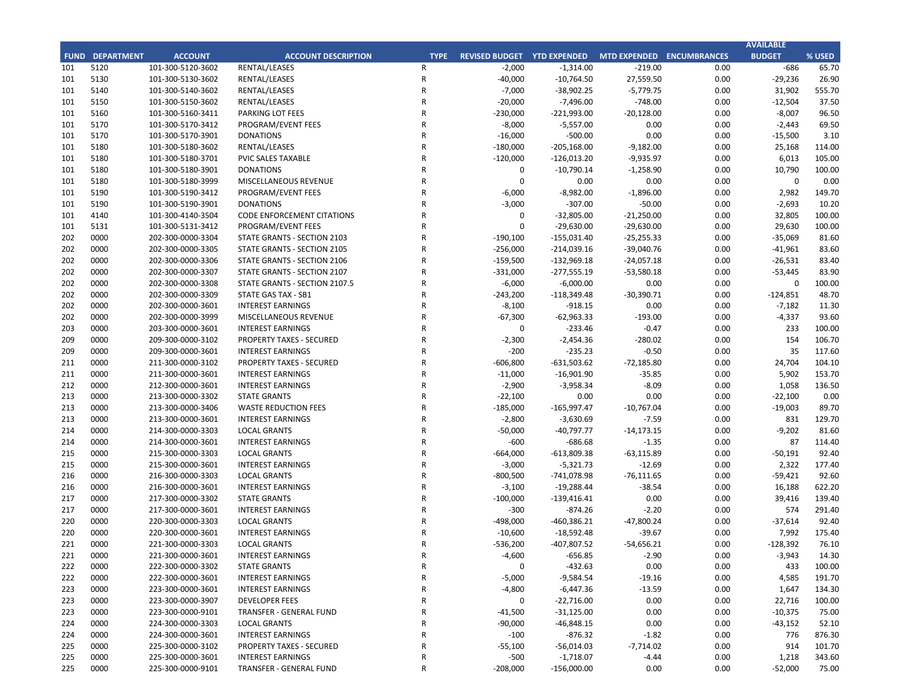| FUND | DEPARTMENT | ACCOUNT | ACCOUNT DESCRIPTION | TYPE | REVISED BUDGET | YTD EXPENDED | MTD EXPENDED | ENCUMBRANCES | AVAILABLE BUDGET | % USED |
|---|---|---|---|---|---|---|---|---|---|---|
| 101 | 5120 | 101-300-5120-3602 | RENTAL/LEASES | R | -2,000 | -1,314.00 | -219.00 | 0.00 | -686 | 65.70 |
| 101 | 5130 | 101-300-5130-3602 | RENTAL/LEASES | R | -40,000 | -10,764.50 | 27,559.50 | 0.00 | -29,236 | 26.90 |
| 101 | 5140 | 101-300-5140-3602 | RENTAL/LEASES | R | -7,000 | -38,902.25 | -5,779.75 | 0.00 | 31,902 | 555.70 |
| 101 | 5150 | 101-300-5150-3602 | RENTAL/LEASES | R | -20,000 | -7,496.00 | -748.00 | 0.00 | -12,504 | 37.50 |
| 101 | 5160 | 101-300-5160-3411 | PARKING LOT FEES | R | -230,000 | -221,993.00 | -20,128.00 | 0.00 | -8,007 | 96.50 |
| 101 | 5170 | 101-300-5170-3412 | PROGRAM/EVENT FEES | R | -8,000 | -5,557.00 | 0.00 | 0.00 | -2,443 | 69.50 |
| 101 | 5170 | 101-300-5170-3901 | DONATIONS | R | -16,000 | -500.00 | 0.00 | 0.00 | -15,500 | 3.10 |
| 101 | 5180 | 101-300-5180-3602 | RENTAL/LEASES | R | -180,000 | -205,168.00 | -9,182.00 | 0.00 | 25,168 | 114.00 |
| 101 | 5180 | 101-300-5180-3701 | PVIC SALES TAXABLE | R | -120,000 | -126,013.20 | -9,935.97 | 0.00 | 6,013 | 105.00 |
| 101 | 5180 | 101-300-5180-3901 | DONATIONS | R | 0 | -10,790.14 | -1,258.90 | 0.00 | 10,790 | 100.00 |
| 101 | 5180 | 101-300-5180-3999 | MISCELLANEOUS REVENUE | R | 0 | 0.00 | 0.00 | 0.00 | 0 | 0.00 |
| 101 | 5190 | 101-300-5190-3412 | PROGRAM/EVENT FEES | R | -6,000 | -8,982.00 | -1,896.00 | 0.00 | 2,982 | 149.70 |
| 101 | 5190 | 101-300-5190-3901 | DONATIONS | R | -3,000 | -307.00 | -50.00 | 0.00 | -2,693 | 10.20 |
| 101 | 4140 | 101-300-4140-3504 | CODE ENFORCEMENT CITATIONS | R | 0 | -32,805.00 | -21,250.00 | 0.00 | 32,805 | 100.00 |
| 101 | 5131 | 101-300-5131-3412 | PROGRAM/EVENT FEES | R | 0 | -29,630.00 | -29,630.00 | 0.00 | 29,630 | 100.00 |
| 202 | 0000 | 202-300-0000-3304 | STATE GRANTS - SECTION 2103 | R | -190,100 | -155,031.40 | -25,255.33 | 0.00 | -35,069 | 81.60 |
| 202 | 0000 | 202-300-0000-3305 | STATE GRANTS - SECTION 2105 | R | -256,000 | -214,039.16 | -39,040.76 | 0.00 | -41,961 | 83.60 |
| 202 | 0000 | 202-300-0000-3306 | STATE GRANTS - SECTION 2106 | R | -159,500 | -132,969.18 | -24,057.18 | 0.00 | -26,531 | 83.40 |
| 202 | 0000 | 202-300-0000-3307 | STATE GRANTS - SECTION 2107 | R | -331,000 | -277,555.19 | -53,580.18 | 0.00 | -53,445 | 83.90 |
| 202 | 0000 | 202-300-0000-3308 | STATE GRANTS - SECTION 2107.5 | R | -6,000 | -6,000.00 | 0.00 | 0.00 | 0 | 100.00 |
| 202 | 0000 | 202-300-0000-3309 | STATE GAS TAX - SB1 | R | -243,200 | -118,349.48 | -30,390.71 | 0.00 | -124,851 | 48.70 |
| 202 | 0000 | 202-300-0000-3601 | INTEREST EARNINGS | R | -8,100 | -918.15 | 0.00 | 0.00 | -7,182 | 11.30 |
| 202 | 0000 | 202-300-0000-3999 | MISCELLANEOUS REVENUE | R | -67,300 | -62,963.33 | -193.00 | 0.00 | -4,337 | 93.60 |
| 203 | 0000 | 203-300-0000-3601 | INTEREST EARNINGS | R | 0 | -233.46 | -0.47 | 0.00 | 233 | 100.00 |
| 209 | 0000 | 209-300-0000-3102 | PROPERTY TAXES - SECURED | R | -2,300 | -2,454.36 | -280.02 | 0.00 | 154 | 106.70 |
| 209 | 0000 | 209-300-0000-3601 | INTEREST EARNINGS | R | -200 | -235.23 | -0.50 | 0.00 | 35 | 117.60 |
| 211 | 0000 | 211-300-0000-3102 | PROPERTY TAXES - SECURED | R | -606,800 | -631,503.62 | -72,185.80 | 0.00 | 24,704 | 104.10 |
| 211 | 0000 | 211-300-0000-3601 | INTEREST EARNINGS | R | -11,000 | -16,901.90 | -35.85 | 0.00 | 5,902 | 153.70 |
| 212 | 0000 | 212-300-0000-3601 | INTEREST EARNINGS | R | -2,900 | -3,958.34 | -8.09 | 0.00 | 1,058 | 136.50 |
| 213 | 0000 | 213-300-0000-3302 | STATE GRANTS | R | -22,100 | 0.00 | 0.00 | 0.00 | -22,100 | 0.00 |
| 213 | 0000 | 213-300-0000-3406 | WASTE REDUCTION FEES | R | -185,000 | -165,997.47 | -10,767.04 | 0.00 | -19,003 | 89.70 |
| 213 | 0000 | 213-300-0000-3601 | INTEREST EARNINGS | R | -2,800 | -3,630.69 | -7.59 | 0.00 | 831 | 129.70 |
| 214 | 0000 | 214-300-0000-3303 | LOCAL GRANTS | R | -50,000 | -40,797.77 | -14,173.15 | 0.00 | -9,202 | 81.60 |
| 214 | 0000 | 214-300-0000-3601 | INTEREST EARNINGS | R | -600 | -686.68 | -1.35 | 0.00 | 87 | 114.40 |
| 215 | 0000 | 215-300-0000-3303 | LOCAL GRANTS | R | -664,000 | -613,809.38 | -63,115.89 | 0.00 | -50,191 | 92.40 |
| 215 | 0000 | 215-300-0000-3601 | INTEREST EARNINGS | R | -3,000 | -5,321.73 | -12.69 | 0.00 | 2,322 | 177.40 |
| 216 | 0000 | 216-300-0000-3303 | LOCAL GRANTS | R | -800,500 | -741,078.98 | -76,111.65 | 0.00 | -59,421 | 92.60 |
| 216 | 0000 | 216-300-0000-3601 | INTEREST EARNINGS | R | -3,100 | -19,288.44 | -38.54 | 0.00 | 16,188 | 622.20 |
| 217 | 0000 | 217-300-0000-3302 | STATE GRANTS | R | -100,000 | -139,416.41 | 0.00 | 0.00 | 39,416 | 139.40 |
| 217 | 0000 | 217-300-0000-3601 | INTEREST EARNINGS | R | -300 | -874.26 | -2.20 | 0.00 | 574 | 291.40 |
| 220 | 0000 | 220-300-0000-3303 | LOCAL GRANTS | R | -498,000 | -460,386.21 | -47,800.24 | 0.00 | -37,614 | 92.40 |
| 220 | 0000 | 220-300-0000-3601 | INTEREST EARNINGS | R | -10,600 | -18,592.48 | -39.67 | 0.00 | 7,992 | 175.40 |
| 221 | 0000 | 221-300-0000-3303 | LOCAL GRANTS | R | -536,200 | -407,807.52 | -54,656.21 | 0.00 | -128,392 | 76.10 |
| 221 | 0000 | 221-300-0000-3601 | INTEREST EARNINGS | R | -4,600 | -656.85 | -2.90 | 0.00 | -3,943 | 14.30 |
| 222 | 0000 | 222-300-0000-3302 | STATE GRANTS | R | 0 | -432.63 | 0.00 | 0.00 | 433 | 100.00 |
| 222 | 0000 | 222-300-0000-3601 | INTEREST EARNINGS | R | -5,000 | -9,584.54 | -19.16 | 0.00 | 4,585 | 191.70 |
| 223 | 0000 | 223-300-0000-3601 | INTEREST EARNINGS | R | -4,800 | -6,447.36 | -13.59 | 0.00 | 1,647 | 134.30 |
| 223 | 0000 | 223-300-0000-3907 | DEVELOPER FEES | R | 0 | -22,716.00 | 0.00 | 0.00 | 22,716 | 100.00 |
| 223 | 0000 | 223-300-0000-9101 | TRANSFER - GENERAL FUND | R | -41,500 | -31,125.00 | 0.00 | 0.00 | -10,375 | 75.00 |
| 224 | 0000 | 224-300-0000-3303 | LOCAL GRANTS | R | -90,000 | -46,848.15 | 0.00 | 0.00 | -43,152 | 52.10 |
| 224 | 0000 | 224-300-0000-3601 | INTEREST EARNINGS | R | -100 | -876.32 | -1.82 | 0.00 | 776 | 876.30 |
| 225 | 0000 | 225-300-0000-3102 | PROPERTY TAXES - SECURED | R | -55,100 | -56,014.03 | -7,714.02 | 0.00 | 914 | 101.70 |
| 225 | 0000 | 225-300-0000-3601 | INTEREST EARNINGS | R | -500 | -1,718.07 | -4.44 | 0.00 | 1,218 | 343.60 |
| 225 | 0000 | 225-300-0000-9101 | TRANSFER - GENERAL FUND | R | -208,000 | -156,000.00 | 0.00 | 0.00 | -52,000 | 75.00 |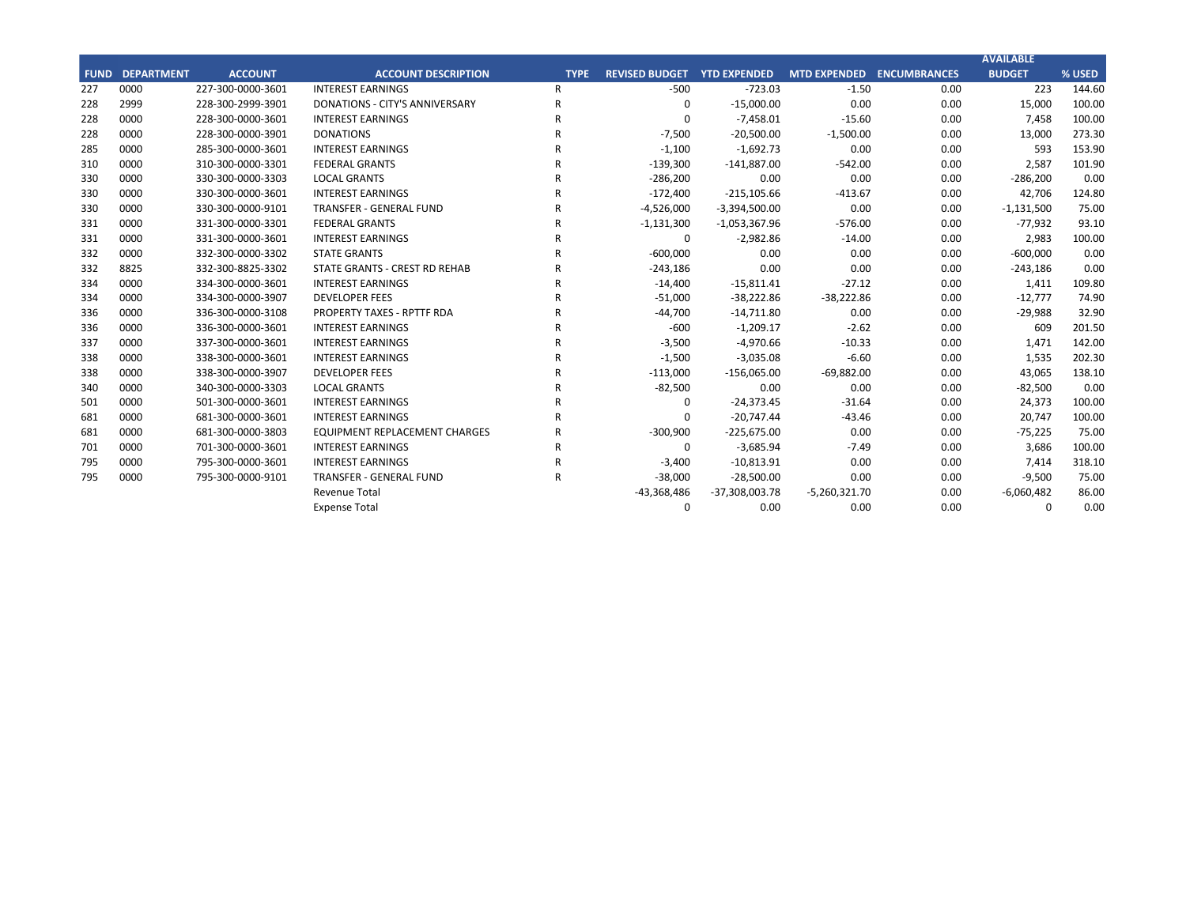| FUND | DEPARTMENT | ACCOUNT | ACCOUNT DESCRIPTION | TYPE | REVISED BUDGET | YTD EXPENDED | MTD EXPENDED | ENCUMBRANCES | AVAILABLE BUDGET | % USED |
|---|---|---|---|---|---|---|---|---|---|---|
| 227 | 0000 | 227-300-0000-3601 | INTEREST EARNINGS | R | -500 | -723.03 | -1.50 | 0.00 | 223 | 144.60 |
| 228 | 2999 | 228-300-2999-3901 | DONATIONS - CITY'S ANNIVERSARY | R | 0 | -15,000.00 | 0.00 | 0.00 | 15,000 | 100.00 |
| 228 | 0000 | 228-300-0000-3601 | INTEREST EARNINGS | R | 0 | -7,458.01 | -15.60 | 0.00 | 7,458 | 100.00 |
| 228 | 0000 | 228-300-0000-3901 | DONATIONS | R | -7,500 | -20,500.00 | -1,500.00 | 0.00 | 13,000 | 273.30 |
| 285 | 0000 | 285-300-0000-3601 | INTEREST EARNINGS | R | -1,100 | -1,692.73 | 0.00 | 0.00 | 593 | 153.90 |
| 310 | 0000 | 310-300-0000-3301 | FEDERAL GRANTS | R | -139,300 | -141,887.00 | -542.00 | 0.00 | 2,587 | 101.90 |
| 330 | 0000 | 330-300-0000-3303 | LOCAL GRANTS | R | -286,200 | 0.00 | 0.00 | 0.00 | -286,200 | 0.00 |
| 330 | 0000 | 330-300-0000-3601 | INTEREST EARNINGS | R | -172,400 | -215,105.66 | -413.67 | 0.00 | 42,706 | 124.80 |
| 330 | 0000 | 330-300-0000-9101 | TRANSFER - GENERAL FUND | R | -4,526,000 | -3,394,500.00 | 0.00 | 0.00 | -1,131,500 | 75.00 |
| 331 | 0000 | 331-300-0000-3301 | FEDERAL GRANTS | R | -1,131,300 | -1,053,367.96 | -576.00 | 0.00 | -77,932 | 93.10 |
| 331 | 0000 | 331-300-0000-3601 | INTEREST EARNINGS | R | 0 | -2,982.86 | -14.00 | 0.00 | 2,983 | 100.00 |
| 332 | 0000 | 332-300-0000-3302 | STATE GRANTS | R | -600,000 | 0.00 | 0.00 | 0.00 | -600,000 | 0.00 |
| 332 | 8825 | 332-300-8825-3302 | STATE GRANTS - CREST RD REHAB | R | -243,186 | 0.00 | 0.00 | 0.00 | -243,186 | 0.00 |
| 334 | 0000 | 334-300-0000-3601 | INTEREST EARNINGS | R | -14,400 | -15,811.41 | -27.12 | 0.00 | 1,411 | 109.80 |
| 334 | 0000 | 334-300-0000-3907 | DEVELOPER FEES | R | -51,000 | -38,222.86 | -38,222.86 | 0.00 | -12,777 | 74.90 |
| 336 | 0000 | 336-300-0000-3108 | PROPERTY TAXES - RPTTF RDA | R | -44,700 | -14,711.80 | 0.00 | 0.00 | -29,988 | 32.90 |
| 336 | 0000 | 336-300-0000-3601 | INTEREST EARNINGS | R | -600 | -1,209.17 | -2.62 | 0.00 | 609 | 201.50 |
| 337 | 0000 | 337-300-0000-3601 | INTEREST EARNINGS | R | -3,500 | -4,970.66 | -10.33 | 0.00 | 1,471 | 142.00 |
| 338 | 0000 | 338-300-0000-3601 | INTEREST EARNINGS | R | -1,500 | -3,035.08 | -6.60 | 0.00 | 1,535 | 202.30 |
| 338 | 0000 | 338-300-0000-3907 | DEVELOPER FEES | R | -113,000 | -156,065.00 | -69,882.00 | 0.00 | 43,065 | 138.10 |
| 340 | 0000 | 340-300-0000-3303 | LOCAL GRANTS | R | -82,500 | 0.00 | 0.00 | 0.00 | -82,500 | 0.00 |
| 501 | 0000 | 501-300-0000-3601 | INTEREST EARNINGS | R | 0 | -24,373.45 | -31.64 | 0.00 | 24,373 | 100.00 |
| 681 | 0000 | 681-300-0000-3601 | INTEREST EARNINGS | R | 0 | -20,747.44 | -43.46 | 0.00 | 20,747 | 100.00 |
| 681 | 0000 | 681-300-0000-3803 | EQUIPMENT REPLACEMENT CHARGES | R | -300,900 | -225,675.00 | 0.00 | 0.00 | -75,225 | 75.00 |
| 701 | 0000 | 701-300-0000-3601 | INTEREST EARNINGS | R | 0 | -3,685.94 | -7.49 | 0.00 | 3,686 | 100.00 |
| 795 | 0000 | 795-300-0000-3601 | INTEREST EARNINGS | R | -3,400 | -10,813.91 | 0.00 | 0.00 | 7,414 | 318.10 |
| 795 | 0000 | 795-300-0000-9101 | TRANSFER - GENERAL FUND | R | -38,000 | -28,500.00 | 0.00 | 0.00 | -9,500 | 75.00 |
| | | | Revenue Total | | -43,368,486 | -37,308,003.78 | -5,260,321.70 | 0.00 | -6,060,482 | 86.00 |
| | | | Expense Total | | 0 | 0.00 | 0.00 | 0.00 | 0 | 0.00 |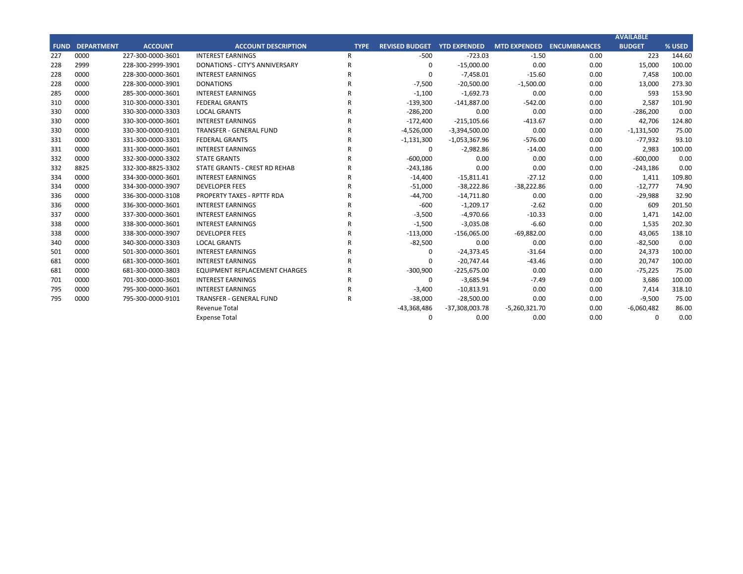| FUND | DEPARTMENT | ACCOUNT | ACCOUNT DESCRIPTION | TYPE | REVISED BUDGET | YTD EXPENDED | MTD EXPENDED | ENCUMBRANCES | AVAILABLE BUDGET | % USED |
|---|---|---|---|---|---|---|---|---|---|---|
| 227 | 0000 | 227-300-0000-3601 | INTEREST EARNINGS | R | -500 | -723.03 | -1.50 | 0.00 | 223 | 144.60 |
| 228 | 2999 | 228-300-2999-3901 | DONATIONS - CITY'S ANNIVERSARY | R | 0 | -15,000.00 | 0.00 | 0.00 | 15,000 | 100.00 |
| 228 | 0000 | 228-300-0000-3601 | INTEREST EARNINGS | R | 0 | -7,458.01 | -15.60 | 0.00 | 7,458 | 100.00 |
| 228 | 0000 | 228-300-0000-3901 | DONATIONS | R | -7,500 | -20,500.00 | -1,500.00 | 0.00 | 13,000 | 273.30 |
| 285 | 0000 | 285-300-0000-3601 | INTEREST EARNINGS | R | -1,100 | -1,692.73 | 0.00 | 0.00 | 593 | 153.90 |
| 310 | 0000 | 310-300-0000-3301 | FEDERAL GRANTS | R | -139,300 | -141,887.00 | -542.00 | 0.00 | 2,587 | 101.90 |
| 330 | 0000 | 330-300-0000-3303 | LOCAL GRANTS | R | -286,200 | 0.00 | 0.00 | 0.00 | -286,200 | 0.00 |
| 330 | 0000 | 330-300-0000-3601 | INTEREST EARNINGS | R | -172,400 | -215,105.66 | -413.67 | 0.00 | 42,706 | 124.80 |
| 330 | 0000 | 330-300-0000-9101 | TRANSFER - GENERAL FUND | R | -4,526,000 | -3,394,500.00 | 0.00 | 0.00 | -1,131,500 | 75.00 |
| 331 | 0000 | 331-300-0000-3301 | FEDERAL GRANTS | R | -1,131,300 | -1,053,367.96 | -576.00 | 0.00 | -77,932 | 93.10 |
| 331 | 0000 | 331-300-0000-3601 | INTEREST EARNINGS | R | 0 | -2,982.86 | -14.00 | 0.00 | 2,983 | 100.00 |
| 332 | 0000 | 332-300-0000-3302 | STATE GRANTS | R | -600,000 | 0.00 | 0.00 | 0.00 | -600,000 | 0.00 |
| 332 | 8825 | 332-300-8825-3302 | STATE GRANTS - CREST RD REHAB | R | -243,186 | 0.00 | 0.00 | 0.00 | -243,186 | 0.00 |
| 334 | 0000 | 334-300-0000-3601 | INTEREST EARNINGS | R | -14,400 | -15,811.41 | -27.12 | 0.00 | 1,411 | 109.80 |
| 334 | 0000 | 334-300-0000-3907 | DEVELOPER FEES | R | -51,000 | -38,222.86 | -38,222.86 | 0.00 | -12,777 | 74.90 |
| 336 | 0000 | 336-300-0000-3108 | PROPERTY TAXES - RPTTF RDA | R | -44,700 | -14,711.80 | 0.00 | 0.00 | -29,988 | 32.90 |
| 336 | 0000 | 336-300-0000-3601 | INTEREST EARNINGS | R | -600 | -1,209.17 | -2.62 | 0.00 | 609 | 201.50 |
| 337 | 0000 | 337-300-0000-3601 | INTEREST EARNINGS | R | -3,500 | -4,970.66 | -10.33 | 0.00 | 1,471 | 142.00 |
| 338 | 0000 | 338-300-0000-3601 | INTEREST EARNINGS | R | -1,500 | -3,035.08 | -6.60 | 0.00 | 1,535 | 202.30 |
| 338 | 0000 | 338-300-0000-3907 | DEVELOPER FEES | R | -113,000 | -156,065.00 | -69,882.00 | 0.00 | 43,065 | 138.10 |
| 340 | 0000 | 340-300-0000-3303 | LOCAL GRANTS | R | -82,500 | 0.00 | 0.00 | 0.00 | -82,500 | 0.00 |
| 501 | 0000 | 501-300-0000-3601 | INTEREST EARNINGS | R | 0 | -24,373.45 | -31.64 | 0.00 | 24,373 | 100.00 |
| 681 | 0000 | 681-300-0000-3601 | INTEREST EARNINGS | R | 0 | -20,747.44 | -43.46 | 0.00 | 20,747 | 100.00 |
| 681 | 0000 | 681-300-0000-3803 | EQUIPMENT REPLACEMENT CHARGES | R | -300,900 | -225,675.00 | 0.00 | 0.00 | -75,225 | 75.00 |
| 701 | 0000 | 701-300-0000-3601 | INTEREST EARNINGS | R | 0 | -3,685.94 | -7.49 | 0.00 | 3,686 | 100.00 |
| 795 | 0000 | 795-300-0000-3601 | INTEREST EARNINGS | R | -3,400 | -10,813.91 | 0.00 | 0.00 | 7,414 | 318.10 |
| 795 | 0000 | 795-300-0000-9101 | TRANSFER - GENERAL FUND | R | -38,000 | -28,500.00 | 0.00 | 0.00 | -9,500 | 75.00 |
| | | | Revenue Total | | -43,368,486 | -37,308,003.78 | -5,260,321.70 | 0.00 | -6,060,482 | 86.00 |
| | | | Expense Total | | 0 | 0.00 | 0.00 | 0.00 | 0 | 0.00 |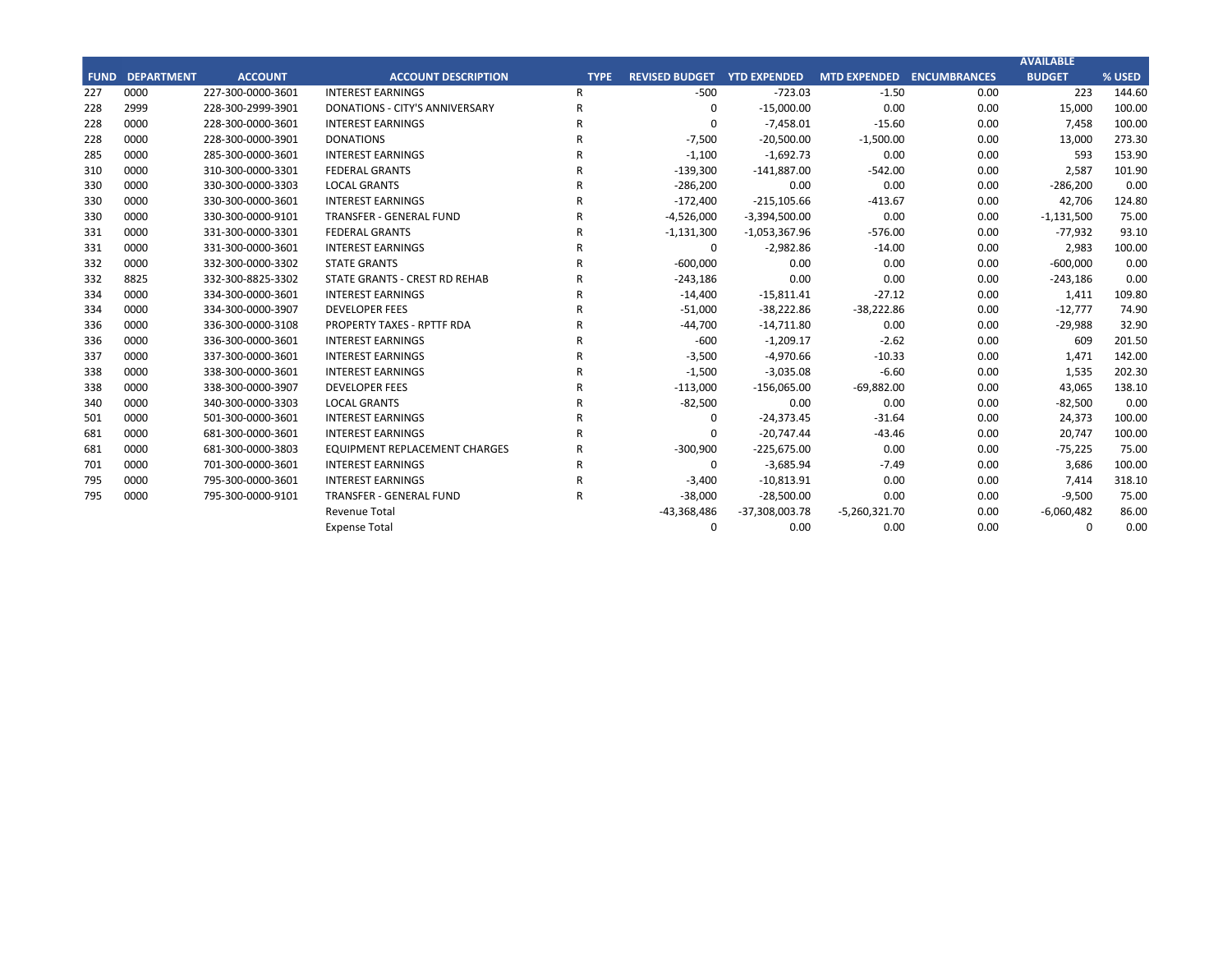| FUND | DEPARTMENT | ACCOUNT | ACCOUNT DESCRIPTION | TYPE | REVISED BUDGET | YTD EXPENDED | MTD EXPENDED | ENCUMBRANCES | AVAILABLE BUDGET | % USED |
|---|---|---|---|---|---|---|---|---|---|---|
| 227 | 0000 | 227-300-0000-3601 | INTEREST EARNINGS | R | -500 | -723.03 | -1.50 | 0.00 | 223 | 144.60 |
| 228 | 2999 | 228-300-2999-3901 | DONATIONS - CITY'S ANNIVERSARY | R | 0 | -15,000.00 | 0.00 | 0.00 | 15,000 | 100.00 |
| 228 | 0000 | 228-300-0000-3601 | INTEREST EARNINGS | R | 0 | -7,458.01 | -15.60 | 0.00 | 7,458 | 100.00 |
| 228 | 0000 | 228-300-0000-3901 | DONATIONS | R | -7,500 | -20,500.00 | -1,500.00 | 0.00 | 13,000 | 273.30 |
| 285 | 0000 | 285-300-0000-3601 | INTEREST EARNINGS | R | -1,100 | -1,692.73 | 0.00 | 0.00 | 593 | 153.90 |
| 310 | 0000 | 310-300-0000-3301 | FEDERAL GRANTS | R | -139,300 | -141,887.00 | -542.00 | 0.00 | 2,587 | 101.90 |
| 330 | 0000 | 330-300-0000-3303 | LOCAL GRANTS | R | -286,200 | 0.00 | 0.00 | 0.00 | -286,200 | 0.00 |
| 330 | 0000 | 330-300-0000-3601 | INTEREST EARNINGS | R | -172,400 | -215,105.66 | -413.67 | 0.00 | 42,706 | 124.80 |
| 330 | 0000 | 330-300-0000-9101 | TRANSFER - GENERAL FUND | R | -4,526,000 | -3,394,500.00 | 0.00 | 0.00 | -1,131,500 | 75.00 |
| 331 | 0000 | 331-300-0000-3301 | FEDERAL GRANTS | R | -1,131,300 | -1,053,367.96 | -576.00 | 0.00 | -77,932 | 93.10 |
| 331 | 0000 | 331-300-0000-3601 | INTEREST EARNINGS | R | 0 | -2,982.86 | -14.00 | 0.00 | 2,983 | 100.00 |
| 332 | 0000 | 332-300-0000-3302 | STATE GRANTS | R | -600,000 | 0.00 | 0.00 | 0.00 | -600,000 | 0.00 |
| 332 | 8825 | 332-300-8825-3302 | STATE GRANTS - CREST RD REHAB | R | -243,186 | 0.00 | 0.00 | 0.00 | -243,186 | 0.00 |
| 334 | 0000 | 334-300-0000-3601 | INTEREST EARNINGS | R | -14,400 | -15,811.41 | -27.12 | 0.00 | 1,411 | 109.80 |
| 334 | 0000 | 334-300-0000-3907 | DEVELOPER FEES | R | -51,000 | -38,222.86 | -38,222.86 | 0.00 | -12,777 | 74.90 |
| 336 | 0000 | 336-300-0000-3108 | PROPERTY TAXES - RPTTF RDA | R | -44,700 | -14,711.80 | 0.00 | 0.00 | -29,988 | 32.90 |
| 336 | 0000 | 336-300-0000-3601 | INTEREST EARNINGS | R | -600 | -1,209.17 | -2.62 | 0.00 | 609 | 201.50 |
| 337 | 0000 | 337-300-0000-3601 | INTEREST EARNINGS | R | -3,500 | -4,970.66 | -10.33 | 0.00 | 1,471 | 142.00 |
| 338 | 0000 | 338-300-0000-3601 | INTEREST EARNINGS | R | -1,500 | -3,035.08 | -6.60 | 0.00 | 1,535 | 202.30 |
| 338 | 0000 | 338-300-0000-3907 | DEVELOPER FEES | R | -113,000 | -156,065.00 | -69,882.00 | 0.00 | 43,065 | 138.10 |
| 340 | 0000 | 340-300-0000-3303 | LOCAL GRANTS | R | -82,500 | 0.00 | 0.00 | 0.00 | -82,500 | 0.00 |
| 501 | 0000 | 501-300-0000-3601 | INTEREST EARNINGS | R | 0 | -24,373.45 | -31.64 | 0.00 | 24,373 | 100.00 |
| 681 | 0000 | 681-300-0000-3601 | INTEREST EARNINGS | R | 0 | -20,747.44 | -43.46 | 0.00 | 20,747 | 100.00 |
| 681 | 0000 | 681-300-0000-3803 | EQUIPMENT REPLACEMENT CHARGES | R | -300,900 | -225,675.00 | 0.00 | 0.00 | -75,225 | 75.00 |
| 701 | 0000 | 701-300-0000-3601 | INTEREST EARNINGS | R | 0 | -3,685.94 | -7.49 | 0.00 | 3,686 | 100.00 |
| 795 | 0000 | 795-300-0000-3601 | INTEREST EARNINGS | R | -3,400 | -10,813.91 | 0.00 | 0.00 | 7,414 | 318.10 |
| 795 | 0000 | 795-300-0000-9101 | TRANSFER - GENERAL FUND | R | -38,000 | -28,500.00 | 0.00 | 0.00 | -9,500 | 75.00 |
| | | | Revenue Total | | -43,368,486 | -37,308,003.78 | -5,260,321.70 | 0.00 | -6,060,482 | 86.00 |
| | | | Expense Total | | 0 | 0.00 | 0.00 | 0.00 | 0 | 0.00 |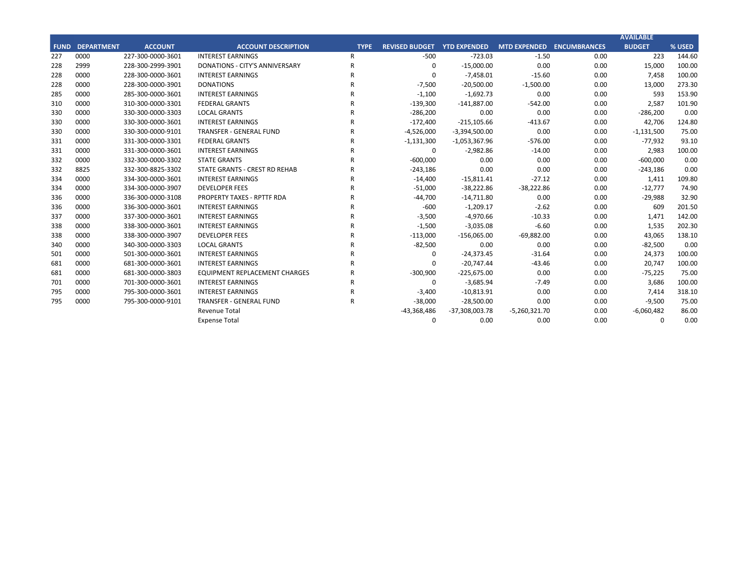| FUND | DEPARTMENT | ACCOUNT | ACCOUNT DESCRIPTION | TYPE | REVISED BUDGET | YTD EXPENDED | MTD EXPENDED | ENCUMBRANCES | AVAILABLE BUDGET | % USED |
|---|---|---|---|---|---|---|---|---|---|---|
| 227 | 0000 | 227-300-0000-3601 | INTEREST EARNINGS | R | -500 | -723.03 | -1.50 | 0.00 | 223 | 144.60 |
| 228 | 2999 | 228-300-2999-3901 | DONATIONS - CITY'S ANNIVERSARY | R | 0 | -15,000.00 | 0.00 | 0.00 | 15,000 | 100.00 |
| 228 | 0000 | 228-300-0000-3601 | INTEREST EARNINGS | R | 0 | -7,458.01 | -15.60 | 0.00 | 7,458 | 100.00 |
| 228 | 0000 | 228-300-0000-3901 | DONATIONS | R | -7,500 | -20,500.00 | -1,500.00 | 0.00 | 13,000 | 273.30 |
| 285 | 0000 | 285-300-0000-3601 | INTEREST EARNINGS | R | -1,100 | -1,692.73 | 0.00 | 0.00 | 593 | 153.90 |
| 310 | 0000 | 310-300-0000-3301 | FEDERAL GRANTS | R | -139,300 | -141,887.00 | -542.00 | 0.00 | 2,587 | 101.90 |
| 330 | 0000 | 330-300-0000-3303 | LOCAL GRANTS | R | -286,200 | 0.00 | 0.00 | 0.00 | -286,200 | 0.00 |
| 330 | 0000 | 330-300-0000-3601 | INTEREST EARNINGS | R | -172,400 | -215,105.66 | -413.67 | 0.00 | 42,706 | 124.80 |
| 330 | 0000 | 330-300-0000-9101 | TRANSFER - GENERAL FUND | R | -4,526,000 | -3,394,500.00 | 0.00 | 0.00 | -1,131,500 | 75.00 |
| 331 | 0000 | 331-300-0000-3301 | FEDERAL GRANTS | R | -1,131,300 | -1,053,367.96 | -576.00 | 0.00 | -77,932 | 93.10 |
| 331 | 0000 | 331-300-0000-3601 | INTEREST EARNINGS | R | 0 | -2,982.86 | -14.00 | 0.00 | 2,983 | 100.00 |
| 332 | 0000 | 332-300-0000-3302 | STATE GRANTS | R | -600,000 | 0.00 | 0.00 | 0.00 | -600,000 | 0.00 |
| 332 | 8825 | 332-300-8825-3302 | STATE GRANTS - CREST RD REHAB | R | -243,186 | 0.00 | 0.00 | 0.00 | -243,186 | 0.00 |
| 334 | 0000 | 334-300-0000-3601 | INTEREST EARNINGS | R | -14,400 | -15,811.41 | -27.12 | 0.00 | 1,411 | 109.80 |
| 334 | 0000 | 334-300-0000-3907 | DEVELOPER FEES | R | -51,000 | -38,222.86 | -38,222.86 | 0.00 | -12,777 | 74.90 |
| 336 | 0000 | 336-300-0000-3108 | PROPERTY TAXES - RPTTF RDA | R | -44,700 | -14,711.80 | 0.00 | 0.00 | -29,988 | 32.90 |
| 336 | 0000 | 336-300-0000-3601 | INTEREST EARNINGS | R | -600 | -1,209.17 | -2.62 | 0.00 | 609 | 201.50 |
| 337 | 0000 | 337-300-0000-3601 | INTEREST EARNINGS | R | -3,500 | -4,970.66 | -10.33 | 0.00 | 1,471 | 142.00 |
| 338 | 0000 | 338-300-0000-3601 | INTEREST EARNINGS | R | -1,500 | -3,035.08 | -6.60 | 0.00 | 1,535 | 202.30 |
| 338 | 0000 | 338-300-0000-3907 | DEVELOPER FEES | R | -113,000 | -156,065.00 | -69,882.00 | 0.00 | 43,065 | 138.10 |
| 340 | 0000 | 340-300-0000-3303 | LOCAL GRANTS | R | -82,500 | 0.00 | 0.00 | 0.00 | -82,500 | 0.00 |
| 501 | 0000 | 501-300-0000-3601 | INTEREST EARNINGS | R | 0 | -24,373.45 | -31.64 | 0.00 | 24,373 | 100.00 |
| 681 | 0000 | 681-300-0000-3601 | INTEREST EARNINGS | R | 0 | -20,747.44 | -43.46 | 0.00 | 20,747 | 100.00 |
| 681 | 0000 | 681-300-0000-3803 | EQUIPMENT REPLACEMENT CHARGES | R | -300,900 | -225,675.00 | 0.00 | 0.00 | -75,225 | 75.00 |
| 701 | 0000 | 701-300-0000-3601 | INTEREST EARNINGS | R | 0 | -3,685.94 | -7.49 | 0.00 | 3,686 | 100.00 |
| 795 | 0000 | 795-300-0000-3601 | INTEREST EARNINGS | R | -3,400 | -10,813.91 | 0.00 | 0.00 | 7,414 | 318.10 |
| 795 | 0000 | 795-300-0000-9101 | TRANSFER - GENERAL FUND | R | -38,000 | -28,500.00 | 0.00 | 0.00 | -9,500 | 75.00 |
| | | | Revenue Total | | -43,368,486 | -37,308,003.78 | -5,260,321.70 | 0.00 | -6,060,482 | 86.00 |
| | | | Expense Total | | 0 | 0.00 | 0.00 | 0.00 | 0 | 0.00 |